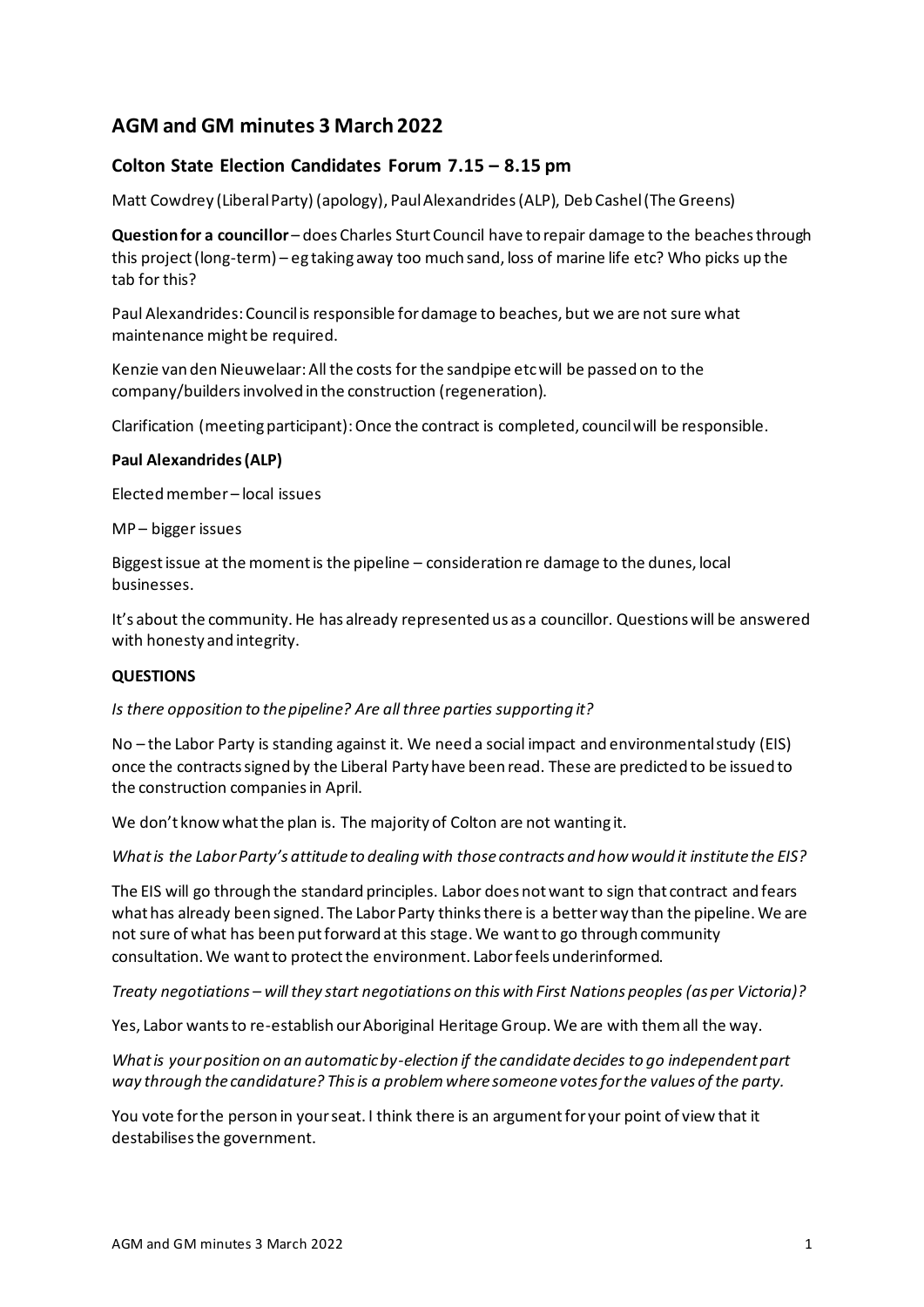# AGM and GM minutes 3 March 2022

## Colton State Election Candidates Forum 7.15 – 8.15 pm

Matt Cowdrey (Liberal Party) (apology), Paul Alexandrides (ALP), Deb Cashel (The Greens)

**Question for a councillor** – does Charles Sturt Council have to repair damage to the beaches through this project (long-term) – eg taking away too much sand, loss of marine life etc? Who picks up the tab for this?

Paul Alexandrides: Council is responsible for damage to beaches, but we are not sure what maintenance might be required.

Kenzie van den Nieuwelaar: All the costs for the sandpipe etc will be passed on to the company/builders involved in the construction (regeneration).

Clarification (meeting participant): Once the contract is completed, council will be responsible.

**Paul Alexandrides (ALP)**

Elected member – local issues

MP – bigger issues

Biggest issue at the moment is the pipeline – consideration re damage to the dunes, local businesses.

It's about the community. He has already represented us as a councillor. Questions will be answered with honesty and integrity.

**QUESTIONS**

*Is there opposition to the pipeline? Are all three parties supporting it?*

No – the Labor Party is standing against it. We need a social impact and environmental study (EIS) once the contracts signed by the Liberal Party have been read. These are predicted to be issued to the construction companies in April.

We don't know what the plan is. The majority of Colton are not wanting it.

*What is the Labor Party's attitude to dealing with those contracts and how would it institute the EIS?*

The EIS will go through the standard principles. Labor does not want to sign that contract and fears what has already been signed. The Labor Party thinks there is a better way than the pipeline. We are not sure of what has been put forward at this stage. We want to go through community consultation. We want to protect the environment. Labor feels underinformed.

*Treaty negotiations – will they start negotiations on this with First Nations peoples (as per Victoria)?*

Yes, Labor wants to re-establish our Aboriginal Heritage Group. We are with them all the way.

*What is your position on an automatic by-election if the candidate decides to go independent part way through the candidature? This is a problem where someone votes for the values of the party.*

You vote for the person in your seat. I think there is an argument for your point of view that it destabilises the government.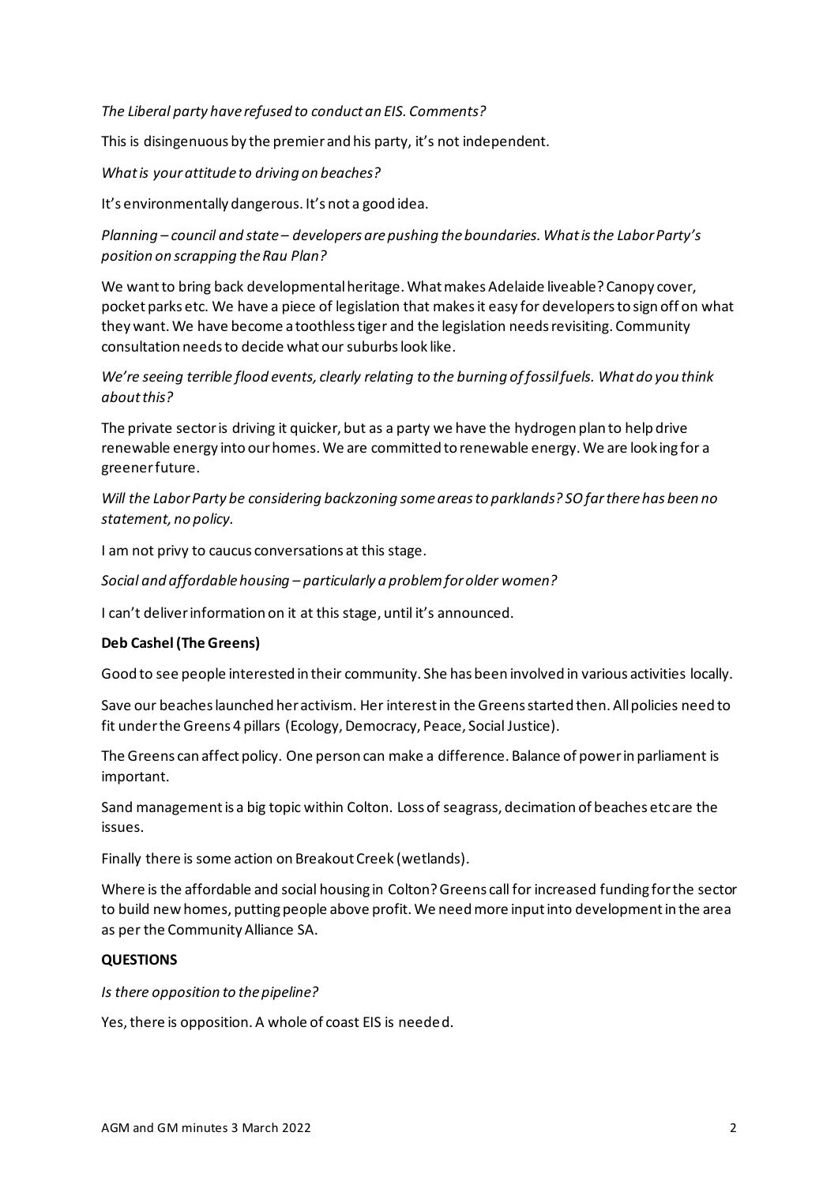*The Liberal party have refused to conduct an EIS. Comments?*

This is disingenuous by the premier and his party, it's not independent.

*What is your attitude to driving on beaches?*

It's environmentally dangerous. It's not a good idea.

*Planning – council and state – developers are pushing the boundaries. What is the Labor Party's position on scrapping the Rau Plan?*

We want to bring back developmental heritage. What makes Adelaide liveable? Canopy cover, pocket parks etc. We have a piece of legislation that makes it easy for developers to sign off on what they want. We have become a toothless tiger and the legislation needs revisiting. Community consultation needs to decide what our suburbs look like.

*We're seeing terrible flood events, clearly relating to the burning of fossil fuels. What do you think about this?*

The private sector is driving it quicker, but as a party we have the hydrogen plan to help drive renewable energy into our homes. We are committed to renewable energy. We are looking for a greener future.

*Will the Labor Party be considering backzoning some areas to parklands? SO far there has been no statement, no policy.*

I am not privy to caucus conversations at this stage.

*Social and affordable housing – particularly a problem for older women?*

I can't deliver information on it at this stage, until it's announced.

**Deb Cashel (The Greens)**

Good to see people interested in their community. She has been involved in various activities locally.

Save our beaches launched her activism. Her interest in the Greens started then. All policies need to fit under the Greens 4 pillars (Ecology, Democracy, Peace, Social Justice).

The Greens can affect policy. One person can make a difference. Balance of power in parliament is important.

Sand management is a big topic within Colton. Loss of seagrass, decimation of beaches etc are the issues.

Finally there is some action on Breakout Creek (wetlands).

Where is the affordable and social housing in Colton? Greens call for increased funding for the sector to build new homes, putting people above profit. We need more input into development in the area as per the Community Alliance SA.

**QUESTIONS**

*Is there opposition to the pipeline?*

Yes, there is opposition. A whole of coast EIS is needed.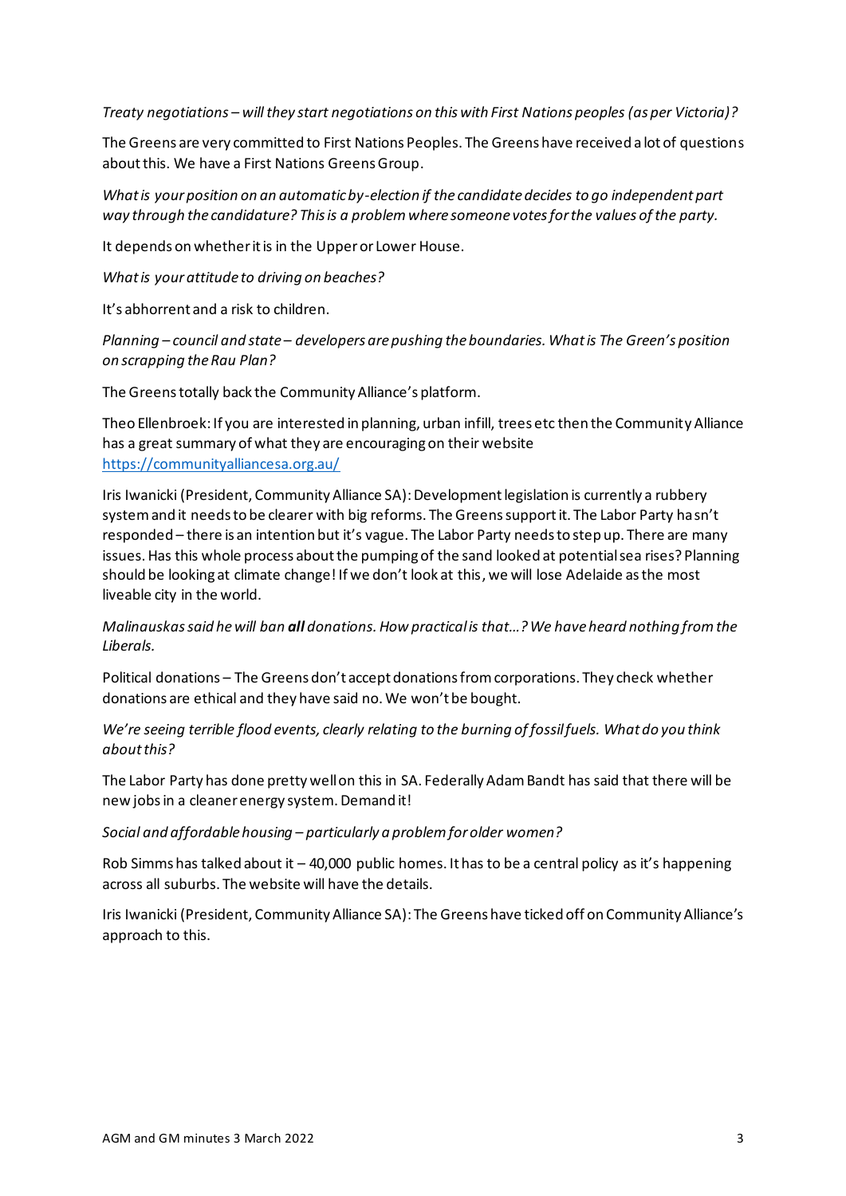*Treaty negotiations – will they start negotiations on this with First Nations peoples (as per Victoria)?*

The Greens are very committed to First Nations Peoples. The Greens have received a lot of questions about this. We have a First Nations Greens Group.

*What is your position on an automatic by-election if the candidate decides to go independent part way through the candidature? This is a problem where someone votes for the values of the party.*

It depends on whether it is in the Upper or Lower House.

*What is your attitude to driving on beaches?*

It's abhorrent and a risk to children.

*Planning – council and state – developers are pushing the boundaries. What is The Green's position on scrapping the Rau Plan?*

The Greens totally back the Community Alliance's platform.

Theo Ellenbroek: If you are interested in planning, urban infill, trees etc then the Community Alliance has a great summary of what they are encouraging on their website [https://communityalliancesa.org.au/](https://communityalliancesa.org.au/)

Iris Iwanicki (President, Community Alliance SA): Development legislation is currently a rubbery system and it needs to be clearer with big reforms. The Greens support it. The Labor Party hasn't responded – there is an intention but it's vague. The Labor Party needs to step up. There are many issues. Has this whole process about the pumping of the sand looked at potential sea rises? Planning should be looking at climate change! If we don't look at this, we will lose Adelaide as the most liveable city in the world.

*Malinauskas said he will ban **all** donations. How practical is that…? We have heard nothing from the Liberals.*

Political donations – The Greens don't accept donations from corporations. They check whether donations are ethical and they have said no. We won't be bought.

*We're seeing terrible flood events, clearly relating to the burning of fossil fuels. What do you think about this?*

The Labor Party has done pretty well on this in SA. Federally Adam Bandt has said that there will be new jobs in a cleaner energy system. Demand it!

*Social and affordable housing – particularly a problem for older women?*

Rob Simms has talked about it – 40,000 public homes. It has to be a central policy as it's happening across all suburbs. The website will have the details.

Iris Iwanicki (President, Community Alliance SA): The Greens have ticked off on Community Alliance's approach to this.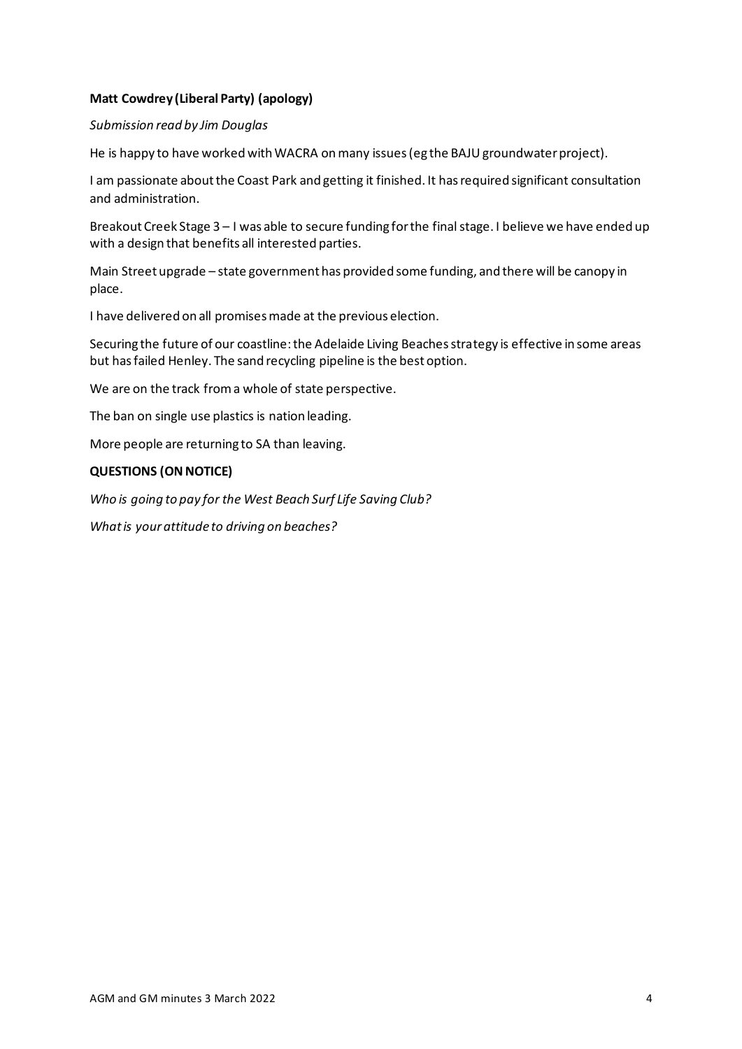**Matt Cowdrey (Liberal Party) (apology)**

*Submission read by Jim Douglas*

He is happy to have worked with WACRA on many issues (eg the BAJU groundwater project).

I am passionate about the Coast Park and getting it finished. It has required significant consultation and administration.

Breakout Creek Stage 3 – I was able to secure funding for the final stage. I believe we have ended up with a design that benefits all interested parties.

Main Street upgrade – state government has provided some funding, and there will be canopy in place.

I have delivered on all promises made at the previous election.

Securing the future of our coastline: the Adelaide Living Beaches strategy is effective in some areas but has failed Henley. The sand recycling pipeline is the best option.

We are on the track from a whole of state perspective.

The ban on single use plastics is nation leading.

More people are returning to SA than leaving.

**QUESTIONS (ON NOTICE)**

*Who is going to pay for the West Beach Surf Life Saving Club?*

*What is your attitude to driving on beaches?*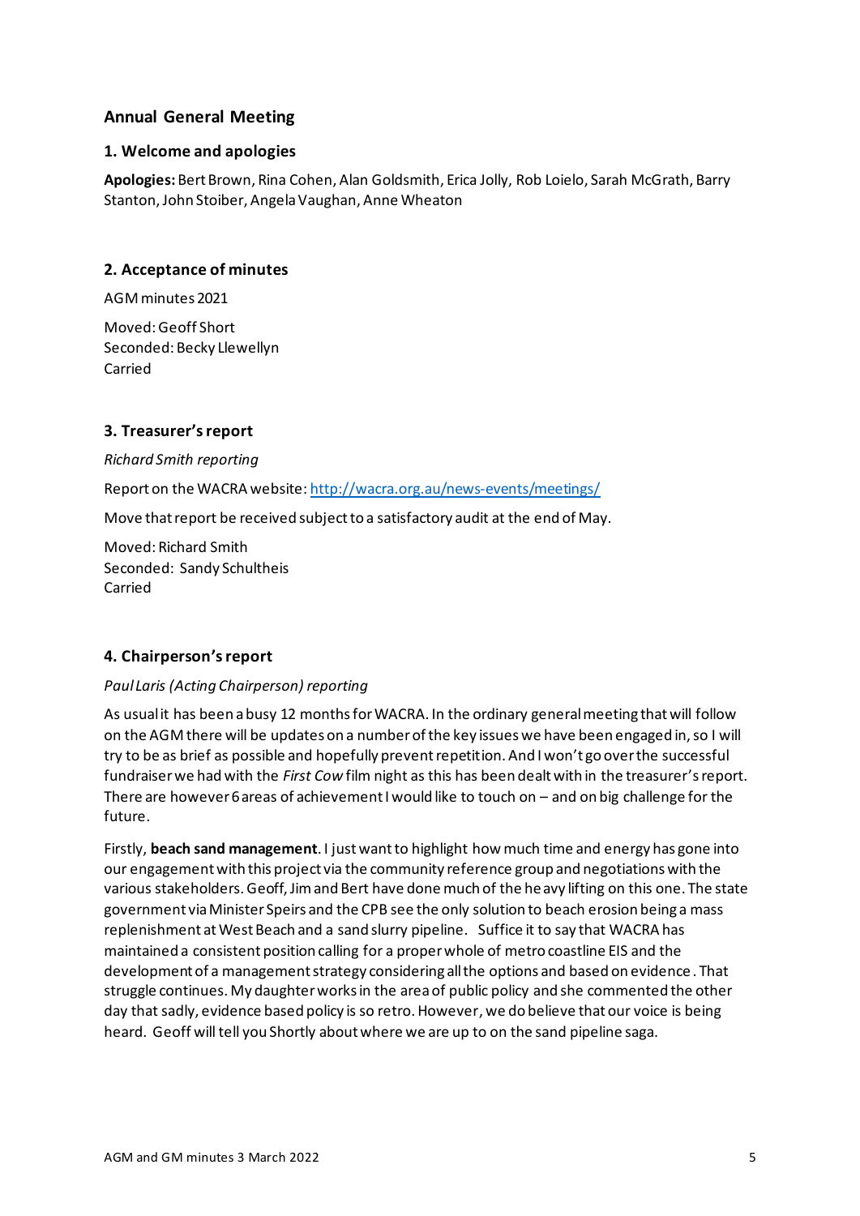### Annual General Meeting

#### 1. Welcome and apologies

**Apologies:** Bert Brown, Rina Cohen, Alan Goldsmith, Erica Jolly, Rob Loielo, Sarah McGrath, Barry Stanton, John Stoiber, Angela Vaughan, Anne Wheaton

#### 2. Acceptance of minutes

AGM minutes 2021

Moved: Geoff Short
Seconded: Becky Llewellyn
Carried

#### 3. Treasurer's report

*Richard Smith reporting*

Report on the WACRA website: http://wacra.org.au/news-events/meetings/

Move that report be received subject to a satisfactory audit at the end of May.

Moved: Richard Smith
Seconded: Sandy Schultheis
Carried

#### 4. Chairperson's report

*Paul Laris (Acting Chairperson) reporting*

As usual it has been a busy 12 months for WACRA. In the ordinary general meeting that will follow on the AGM there will be updates on a number of the key issues we have been engaged in, so I will try to be as brief as possible and hopefully prevent repetition. And I won't go over the successful fundraiser we had with the *First Cow* film night as this has been dealt with in the treasurer's report. There are however 6 areas of achievement I would like to touch on – and on big challenge for the future.

Firstly, **beach sand management**. I just want to highlight how much time and energy has gone into our engagement with this project via the community reference group and negotiations with the various stakeholders. Geoff, Jim and Bert have done much of the heavy lifting on this one. The state government via Minister Speirs and the CPB see the only solution to beach erosion being a mass replenishment at West Beach and a sand slurry pipeline. Suffice it to say that WACRA has maintained a consistent position calling for a proper whole of metro coastline EIS and the development of a management strategy considering all the options and based on evidence. That struggle continues. My daughter works in the area of public policy and she commented the other day that sadly, evidence based policy is so retro. However, we do believe that our voice is being heard. Geoff will tell you Shortly about where we are up to on the sand pipeline saga.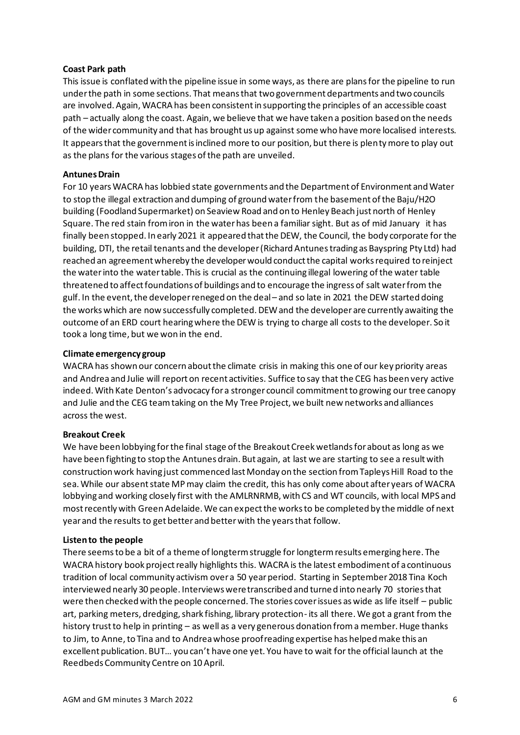**Coast Park path**

This issue is conflated with the pipeline issue in some ways, as there are plans for the pipeline to run under the path in some sections. That means that two government departments and two councils are involved. Again, WACRA has been consistent in supporting the principles of an accessible coast path – actually along the coast. Again, we believe that we have taken a position based on the needs of the wider community and that has brought us up against some who have more localised interests. It appears that the government is inclined more to our position, but there is plenty more to play out as the plans for the various stages of the path are unveiled.

**Antunes Drain**

For 10 years WACRA has lobbied state governments and the Department of Environment and Water to stop the illegal extraction and dumping of ground water from the basement of the Baju/H2O building (Foodland Supermarket) on Seaview Road and on to Henley Beach just north of Henley Square. The red stain from iron in the water has been a familiar sight. But as of mid January it has finally been stopped. In early 2021 it appeared that the DEW, the Council, the body corporate for the building, DTI, the retail tenants and the developer (Richard Antunes trading as Bayspring Pty Ltd) had reached an agreement whereby the developer would conduct the capital works required to reinject the water into the water table. This is crucial as the continuing illegal lowering of the water table threatened to affect foundations of buildings and to encourage the ingress of salt water from the gulf. In the event, the developer reneged on the deal – and so late in 2021 the DEW started doing the works which are now successfully completed. DEW and the developer are currently awaiting the outcome of an ERD court hearing where the DEW is trying to charge all costs to the developer. So it took a long time, but we won in the end.

**Climate emergency group**

WACRA has shown our concern about the climate crisis in making this one of our key priority areas and Andrea and Julie will report on recent activities. Suffice to say that the CEG has been very active indeed. With Kate Denton's advocacy for a stronger council commitment to growing our tree canopy and Julie and the CEG team taking on the My Tree Project, we built new networks and alliances across the west.

**Breakout Creek**

We have been lobbying for the final stage of the Breakout Creek wetlands for about as long as we have been fighting to stop the Antunes drain. But again, at last we are starting to see a result with construction work having just commenced last Monday on the section from Tapleys Hill Road to the sea. While our absent state MP may claim the credit, this has only come about after years of WACRA lobbying and working closely first with the AMLRNRMB, with CS and WT councils, with local MPS and most recently with Green Adelaide. We can expect the works to be completed by the middle of next year and the results to get better and better with the years that follow.

**Listen to the people**

There seems to be a bit of a theme of longterm struggle for longterm results emerging here. The WACRA history book project really highlights this. WACRA is the latest embodiment of a continuous tradition of local community activism over a 50 year period. Starting in September 2018 Tina Koch interviewed nearly 30 people. Interviews were transcribed and turned into nearly 70 stories that were then checked with the people concerned. The stories cover issues as wide as life itself – public art, parking meters, dredging, shark fishing, library protection - its all there. We got a grant from the history trust to help in printing – as well as a very generous donation from a member. Huge thanks to Jim, to Anne, to Tina and to Andrea whose proofreading expertise has helped make this an excellent publication. BUT… you can't have one yet. You have to wait for the official launch at the Reedbeds Community Centre on 10 April.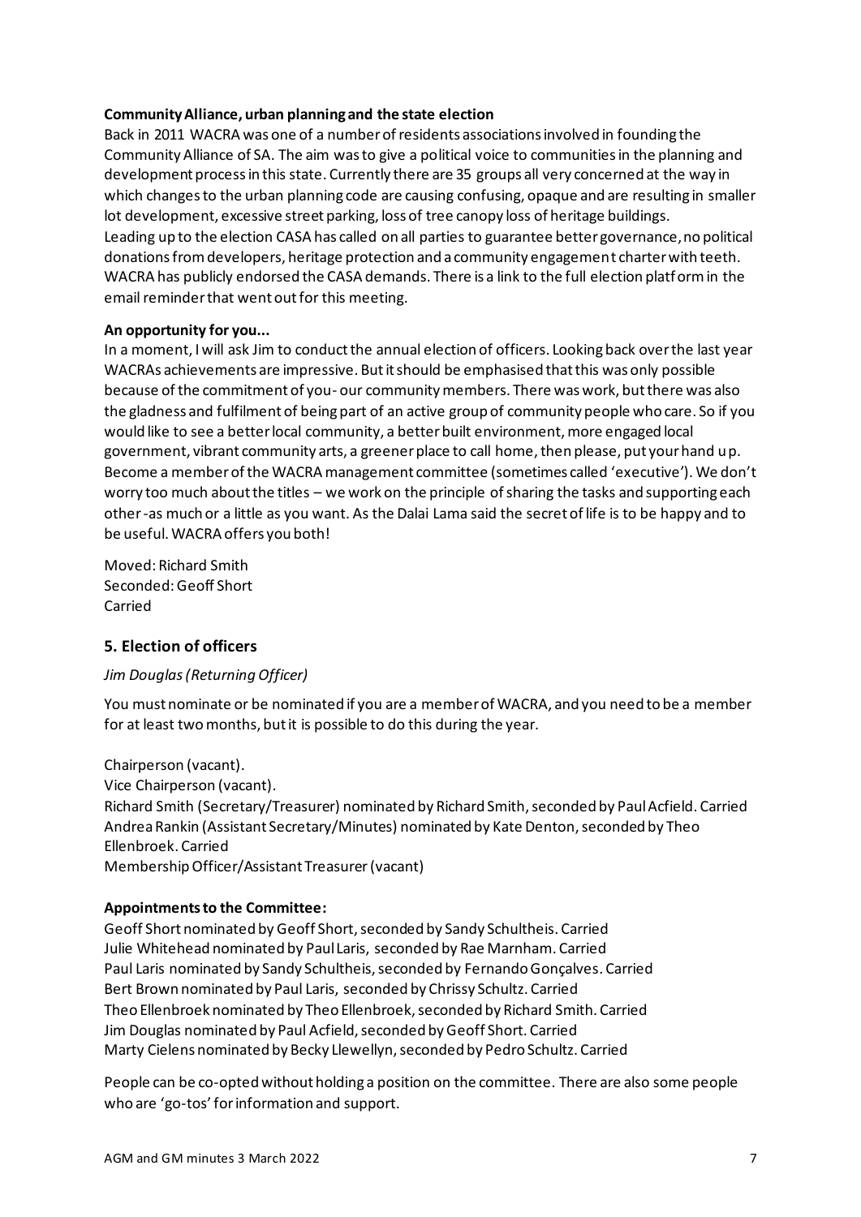**Community Alliance, urban planning and the state election**

Back in 2011 WACRA was one of a number of residents associations involved in founding the Community Alliance of SA. The aim was to give a political voice to communities in the planning and development process in this state. Currently there are 35 groups all very concerned at the way in which changes to the urban planning code are causing confusing, opaque and are resulting in smaller lot development, excessive street parking, loss of tree canopy loss of heritage buildings.

Leading up to the election CASA has called on all parties to guarantee better governance, no political donations from developers, heritage protection and a community engagement charter with teeth. WACRA has publicly endorsed the CASA demands. There is a link to the full election platform in the email reminder that went out for this meeting.

**An opportunity for you...**

In a moment, I will ask Jim to conduct the annual election of officers. Looking back over the last year WACRAs achievements are impressive. But it should be emphasised that this was only possible because of the commitment of you- our community members. There was work, but there was also the gladness and fulfilment of being part of an active group of community people who care. So if you would like to see a better local community, a better built environment, more engaged local government, vibrant community arts, a greener place to call home, then please, put your hand up. Become a member of the WACRA management committee (sometimes called 'executive'). We don't worry too much about the titles – we work on the principle of sharing the tasks and supporting each other -as much or a little as you want. As the Dalai Lama said the secret of life is to be happy and to be useful. WACRA offers you both!

Moved: Richard Smith
Seconded: Geoff Short
Carried

## 5. Election of officers

*Jim Douglas (Returning Officer)*

You must nominate or be nominated if you are a member of WACRA, and you need to be a member for at least two months, but it is possible to do this during the year.

Chairperson (vacant).
Vice Chairperson (vacant).
Richard Smith (Secretary/Treasurer) nominated by Richard Smith, seconded by Paul Acfield. Carried
Andrea Rankin (Assistant Secretary/Minutes) nominated by Kate Denton, seconded by Theo Ellenbroek. Carried
Membership Officer/Assistant Treasurer (vacant)

**Appointments to the Committee:**

Geoff Short nominated by Geoff Short, seconded by Sandy Schultheis. Carried
Julie Whitehead nominated by Paul Laris, seconded by Rae Marnham. Carried
Paul Laris nominated by Sandy Schultheis, seconded by Fernando Gonçalves. Carried
Bert Brown nominated by Paul Laris, seconded by Chrissy Schultz. Carried
Theo Ellenbroek nominated by Theo Ellenbroek, seconded by Richard Smith. Carried
Jim Douglas nominated by Paul Acfield, seconded by Geoff Short. Carried
Marty Cielens nominated by Becky Llewellyn, seconded by Pedro Schultz. Carried

People can be co-opted without holding a position on the committee. There are also some people who are 'go-tos' for information and support.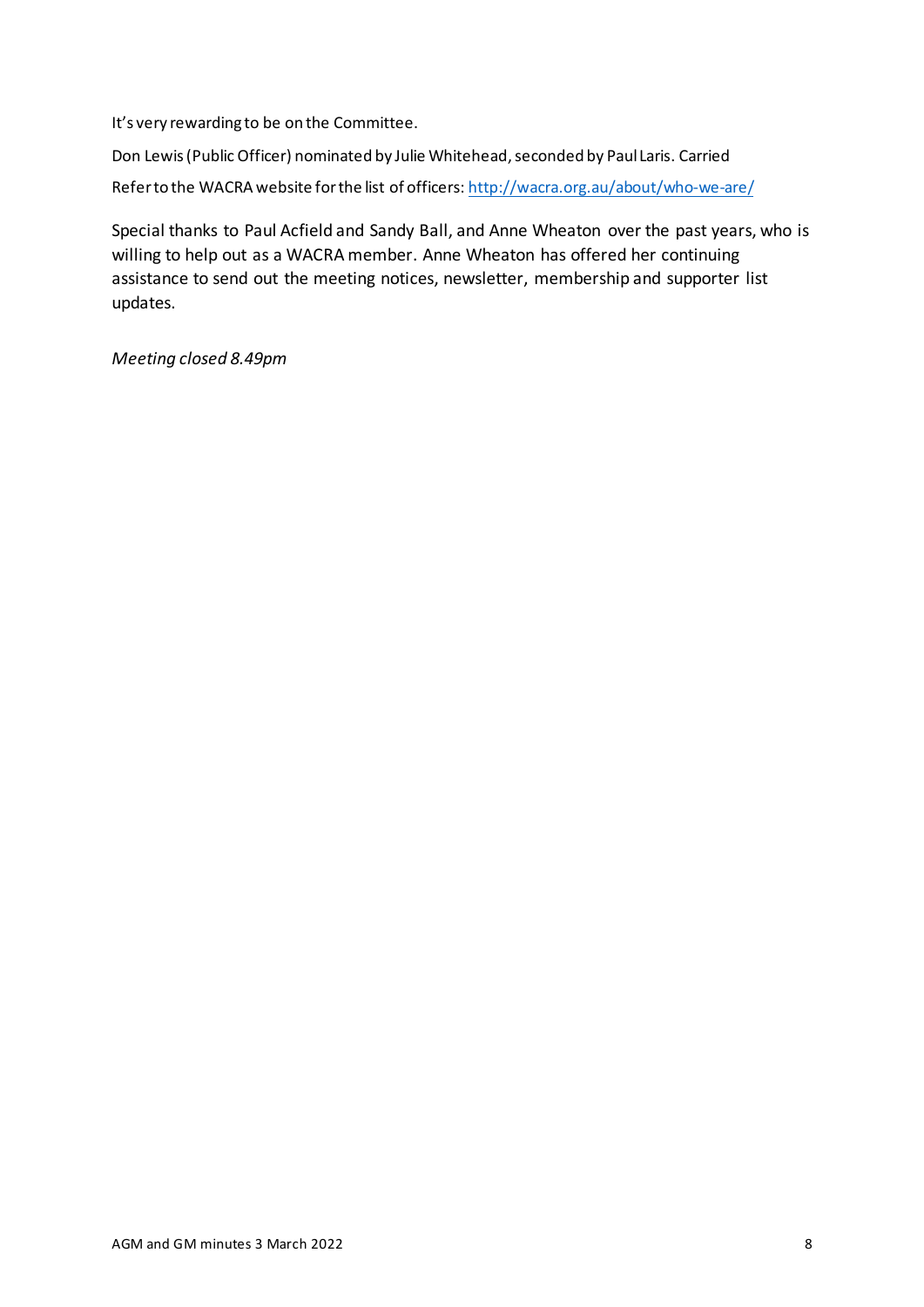It's very rewarding to be on the Committee.

Don Lewis (Public Officer) nominated by Julie Whitehead, seconded by Paul Laris. Carried

Refer to the WACRA website for the list of officers: [http://wacra.org.au/about/who-we-are/](http://wacra.org.au/about/who-we-are/)

Special thanks to Paul Acfield and Sandy Ball, and Anne Wheaton over the past years, who is willing to help out as a WACRA member. Anne Wheaton has offered her continuing assistance to send out the meeting notices, newsletter, membership and supporter list updates.

*Meeting closed 8.49pm*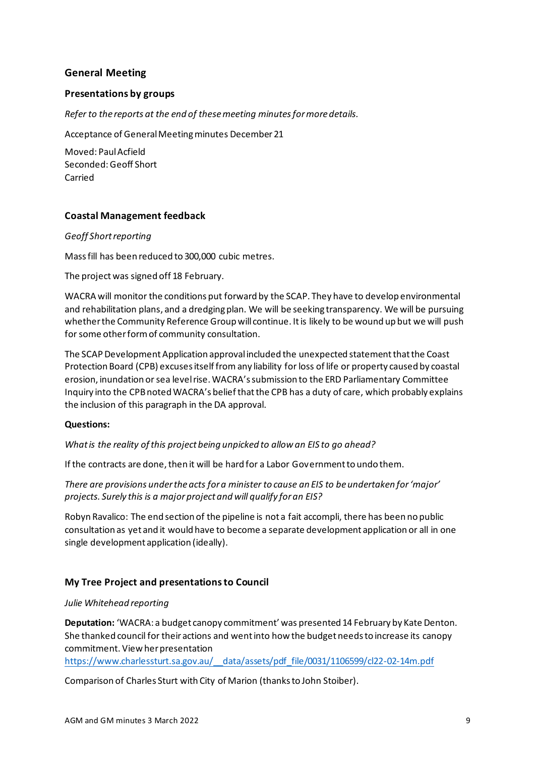## General Meeting

### Presentations by groups

*Refer to the reports at the end of these meeting minutes for more details.*

Acceptance of General Meeting minutes December 21

Moved: Paul Acfield
Seconded: Geoff Short
Carried

### Coastal Management feedback

*Geoff Short reporting*

Mass fill has been reduced to 300,000 cubic metres.

The project was signed off 18 February.

WACRA will monitor the conditions put forward by the SCAP. They have to develop environmental and rehabilitation plans, and a dredging plan. We will be seeking transparency. We will be pursuing whether the Community Reference Group will continue. It is likely to be wound up but we will push for some other form of community consultation.

The SCAP Development Application approval included the unexpected statement that the Coast Protection Board (CPB) excuses itself from any liability for loss of life or property caused by coastal erosion, inundation or sea level rise. WACRA's submission to the ERD Parliamentary Committee Inquiry into the CPB noted WACRA's belief that the CPB has a duty of care, which probably explains the inclusion of this paragraph in the DA approval.

**Questions:**

*What is the reality of this project being unpicked to allow an EIS to go ahead?*

If the contracts are done, then it will be hard for a Labor Government to undo them.

*There are provisions under the acts for a minister to cause an EIS to be undertaken for 'major' projects. Surely this is a major project and will qualify for an EIS?*

Robyn Ravalico: The end section of the pipeline is not a fait accompli, there has been no public consultation as yet and it would have to become a separate development application or all in one single development application (ideally).

### My Tree Project and presentations to Council

*Julie Whitehead reporting*

**Deputation:** 'WACRA: a budget canopy commitment' was presented 14 February by Kate Denton. She thanked council for their actions and went into how the budget needs to increase its canopy commitment. View her presentation https://www.charlessturt.sa.gov.au/__data/assets/pdf_file/0031/1106599/cl22-02-14m.pdf

Comparison of Charles Sturt with City of Marion (thanks to John Stoiber).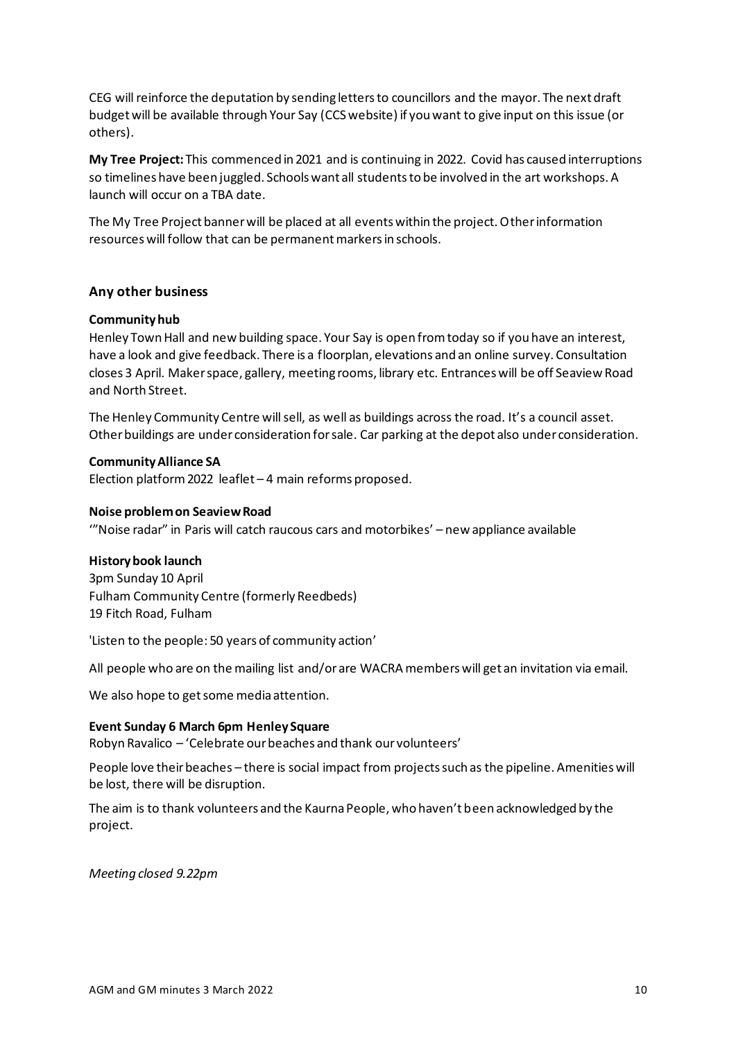CEG will reinforce the deputation by sending letters to councillors and the mayor. The next draft budget will be available through Your Say (CCS website) if you want to give input on this issue (or others).

**My Tree Project:** This commenced in 2021 and is continuing in 2022. Covid has caused interruptions so timelines have been juggled. Schools want all students to be involved in the art workshops. A launch will occur on a TBA date.

The My Tree Project banner will be placed at all events within the project. Other information resources will follow that can be permanent markers in schools.

## Any other business

**Community hub**
Henley Town Hall and new building space. Your Say is open from today so if you have an interest, have a look and give feedback. There is a floorplan, elevations and an online survey. Consultation closes 3 April. Maker space, gallery, meeting rooms, library etc. Entrances will be off Seaview Road and North Street.

The Henley Community Centre will sell, as well as buildings across the road. It's a council asset. Other buildings are under consideration for sale. Car parking at the depot also under consideration.

**Community Alliance SA**
Election platform 2022 leaflet – 4 main reforms proposed.

**Noise problem on Seaview Road**
'"Noise radar" in Paris will catch raucous cars and motorbikes' – new appliance available

**History book launch**
3pm Sunday 10 April
Fulham Community Centre (formerly Reedbeds)
19 Fitch Road, Fulham

'Listen to the people: 50 years of community action'

All people who are on the mailing list and/or are WACRA members will get an invitation via email.

We also hope to get some media attention.

**Event Sunday 6 March 6pm Henley Square**
Robyn Ravalico – 'Celebrate our beaches and thank our volunteers'

People love their beaches – there is social impact from projects such as the pipeline. Amenities will be lost, there will be disruption.

The aim is to thank volunteers and the Kaurna People, who haven't been acknowledged by the project.

*Meeting closed 9.22pm*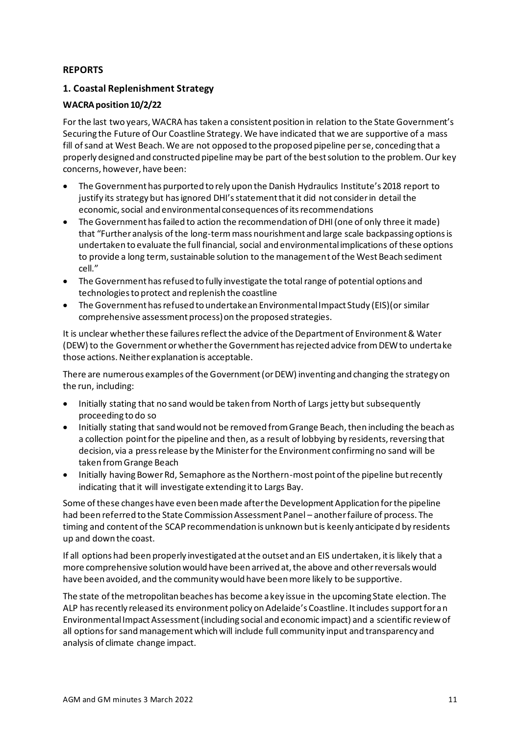## REPORTS

### 1. Coastal Replenishment Strategy

**WACRA position 10/2/22**

For the last two years, WACRA has taken a consistent position in relation to the State Government's Securing the Future of Our Coastline Strategy. We have indicated that we are supportive of a mass fill of sand at West Beach. We are not opposed to the proposed pipeline per se, conceding that a properly designed and constructed pipeline may be part of the best solution to the problem. Our key concerns, however, have been:

- The Government has purported to rely upon the Danish Hydraulics Institute's 2018 report to justify its strategy but has ignored DHI's statement that it did not consider in detail the economic, social and environmental consequences of its recommendations
- The Government has failed to action the recommendation of DHI (one of only three it made) that "Further analysis of the long-term mass nourishment and large scale backpassing options is undertaken to evaluate the full financial, social and environmental implications of these options to provide a long term, sustainable solution to the management of the West Beach sediment cell."
- The Government has refused to fully investigate the total range of potential options and technologies to protect and replenish the coastline
- The Government has refused to undertake an Environmental Impact Study (EIS)(or similar comprehensive assessment process) on the proposed strategies.

It is unclear whether these failures reflect the advice of the Department of Environment & Water (DEW) to the Government or whether the Government has rejected advice from DEW to undertake those actions. Neither explanation is acceptable.

There are numerous examples of the Government (or DEW) inventing and changing the strategy on the run, including:

- Initially stating that no sand would be taken from North of Largs jetty but subsequently proceeding to do so
- Initially stating that sand would not be removed from Grange Beach, then including the beach as a collection point for the pipeline and then, as a result of lobbying by residents, reversing that decision, via a press release by the Minister for the Environment confirming no sand will be taken from Grange Beach
- Initially having Bower Rd, Semaphore as the Northern-most point of the pipeline but recently indicating that it will investigate extending it to Largs Bay.

Some of these changes have even been made after the Development Application for the pipeline had been referred to the State Commission Assessment Panel – another failure of process. The timing and content of the SCAP recommendation is unknown but is keenly anticipated by residents up and down the coast.

If all options had been properly investigated at the outset and an EIS undertaken, it is likely that a more comprehensive solution would have been arrived at, the above and other reversals would have been avoided, and the community would have been more likely to be supportive.

The state of the metropolitan beaches has become a key issue in the upcoming State election. The ALP has recently released its environment policy on Adelaide's Coastline. It includes support for an Environmental Impact Assessment (including social and economic impact) and a scientific review of all options for sand management which will include full community input and transparency and analysis of climate change impact.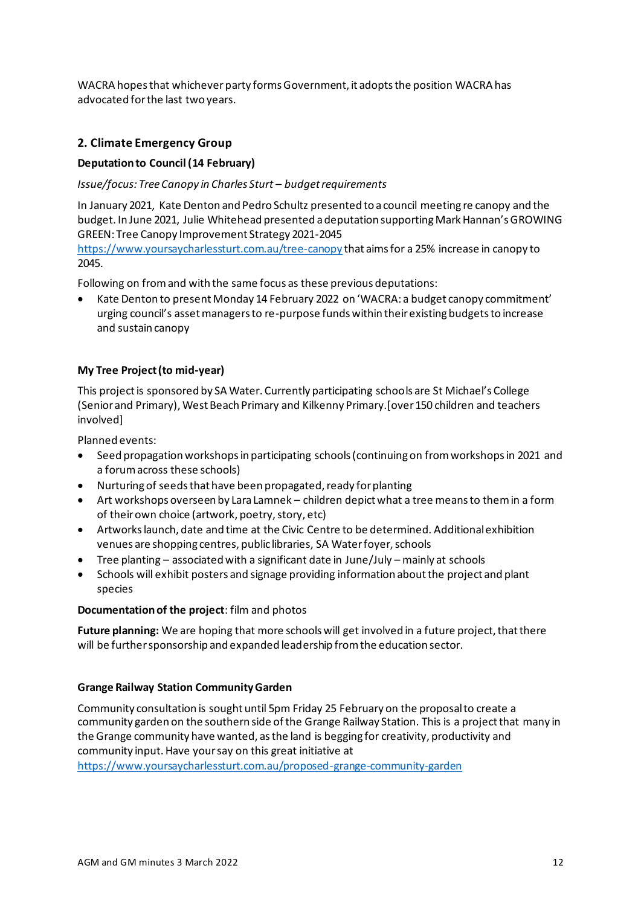WACRA hopes that whichever party forms Government, it adopts the position WACRA has advocated for the last two years.

## 2. Climate Emergency Group

**Deputation to Council (14 February)**

*Issue/focus: Tree Canopy in Charles Sturt – budget requirements*

In January 2021, Kate Denton and Pedro Schultz presented to a council meeting re canopy and the budget. In June 2021, Julie Whitehead presented a deputation supporting Mark Hannan's GROWING GREEN: Tree Canopy Improvement Strategy 2021-2045 https://www.yoursaycharlessturt.com.au/tree-canopy that aims for a 25% increase in canopy to 2045.

Following on from and with the same focus as these previous deputations:

- Kate Denton to present Monday 14 February 2022 on 'WACRA: a budget canopy commitment' urging council's asset managers to re-purpose funds within their existing budgets to increase and sustain canopy

**My Tree Project (to mid-year)**

This project is sponsored by SA Water. Currently participating schools are St Michael's College (Senior and Primary), West Beach Primary and Kilkenny Primary.[over 150 children and teachers involved]

Planned events:

- Seed propagation workshops in participating schools (continuing on from workshops in 2021 and a forum across these schools)
- Nurturing of seeds that have been propagated, ready for planting
- Art workshops overseen by Lara Lamnek – children depict what a tree means to them in a form of their own choice (artwork, poetry, story, etc)
- Artworks launch, date and time at the Civic Centre to be determined. Additional exhibition venues are shopping centres, public libraries, SA Water foyer, schools
- Tree planting – associated with a significant date in June/July – mainly at schools
- Schools will exhibit posters and signage providing information about the project and plant species

**Documentation of the project**: film and photos

**Future planning:** We are hoping that more schools will get involved in a future project, that there will be further sponsorship and expanded leadership from the education sector.

**Grange Railway Station Community Garden**

Community consultation is sought until 5pm Friday 25 February on the proposal to create a community garden on the southern side of the Grange Railway Station. This is a project that many in the Grange community have wanted, as the land is begging for creativity, productivity and community input. Have your say on this great initiative at https://www.yoursaycharlessturt.com.au/proposed-grange-community-garden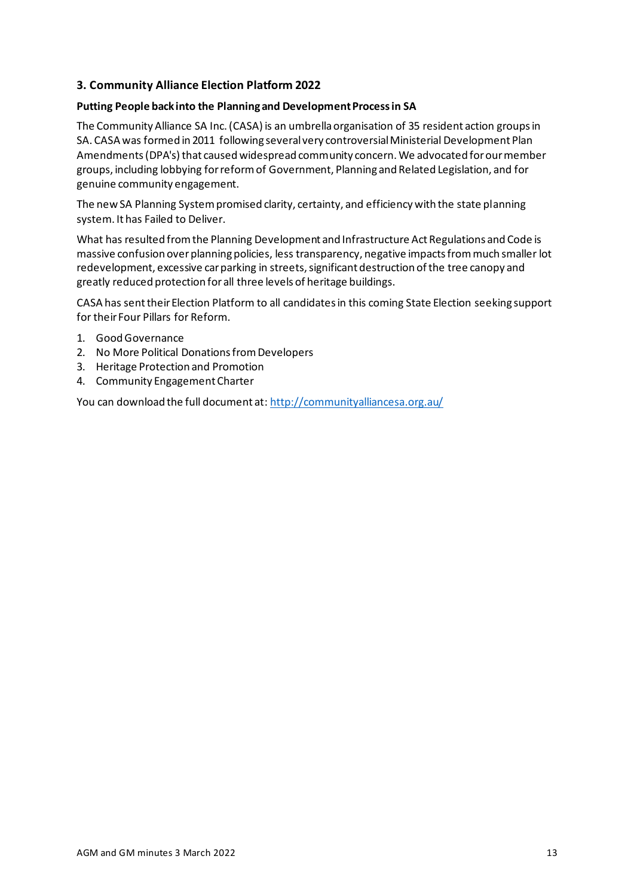### 3. Community Alliance Election Platform 2022

**Putting People back into the Planning and Development Process in SA**

The Community Alliance SA Inc. (CASA) is an umbrella organisation of 35 resident action groups in SA. CASA was formed in 2011 following several very controversial Ministerial Development Plan Amendments (DPA's) that caused widespread community concern. We advocated for our member groups, including lobbying for reform of Government, Planning and Related Legislation, and for genuine community engagement.

The new SA Planning System promised clarity, certainty, and efficiency with the state planning system. It has Failed to Deliver.

What has resulted from the Planning Development and Infrastructure Act Regulations and Code is massive confusion over planning policies, less transparency, negative impacts from much smaller lot redevelopment, excessive car parking in streets, significant destruction of the tree canopy and greatly reduced protection for all three levels of heritage buildings.

CASA has sent their Election Platform to all candidates in this coming State Election seeking support for their Four Pillars for Reform.

1. Good Governance
2. No More Political Donations from Developers
3. Heritage Protection and Promotion
4. Community Engagement Charter

You can download the full document at: [http://communityalliancesa.org.au/](http://communityalliancesa.org.au/)